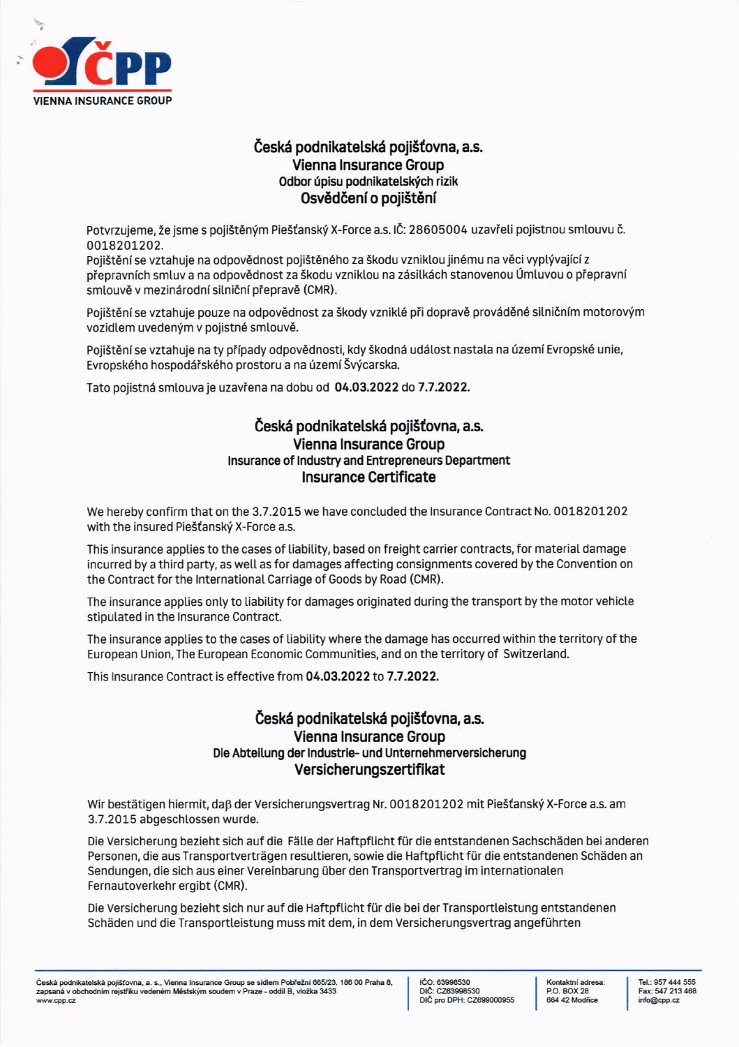ČPP
VIENNA INSURANCE GROUP

## Česká podnikatelská pojišťovna, a.s.
### Vienna Insurance Group
Odbor úpisu podnikatelských rizik
### Osvědčení o pojištění

Potvrzujeme, že jsme s pojištěným Piešťanský X-Force a.s. IČ: 28605004 uzavřeli pojistnou smlouvu č. 0018201202.
Pojištění se vztahuje na odpovědnost pojištěného za škodu vzniklou jinému na věci vyplývající z přepravních smluv a na odpovědnost za škodu vzniklou na zásilkách stanovenou Úmluvou o přepravní smlouvě v mezinárodní silniční přepravě (CMR).

Pojištění se vztahuje pouze na odpovědnost za škody vzniklé při dopravě prováděné silničním motorovým vozidlem uvedeným v pojistné smlouvě.

Pojištění se vztahuje na ty případy odpovědnosti, kdy škodná událost nastala na území Evropské unie, Evropského hospodářského prostoru a na území Švýcarska.

Tato pojistná smlouva je uzavřena na dobu od **04.03.2022** do **7.7.2022.**

## Česká podnikatelská pojišťovna, a.s.
### Vienna Insurance Group
Insurance of Industry and Entrepreneurs Department
### Insurance Certificate

We hereby confirm that on the 3.7.2015 we have concluded the Insurance Contract No. 0018201202 with the insured Piešťanský X-Force a.s.

This insurance applies to the cases of liability, based on freight carrier contracts, for material damage incurred by a third party, as well as for damages affecting consignments covered by the Convention on the Contract for the International Carriage of Goods by Road (CMR).

The insurance applies only to liability for damages originated during the transport by the motor vehicle stipulated in the Insurance Contract.

The insurance applies to the cases of liability where the damage has occurred within the territory of the European Union, The European Economic Communities, and on the territory of Switzerland.

This Insurance Contract is effective from **04.03.2022** to **7.7.2022.**

## Česká podnikatelská pojišťovna, a.s.
### Vienna Insurance Group
Die Abteilung der Industrie- und Unternehmerversicherung
### Versicherungszertifikat

Wir bestätigen hiermit, daβ der Versicherungsvertrag Nr. 0018201202 mit Piešťanský X-Force a.s. am 3.7.2015 abgeschlossen wurde.

Die Versicherung bezieht sich auf die Fälle der Haftpflicht für die entstandenen Sachschäden bei anderen Personen, die aus Transportverträgen resultieren, sowie die Haftpflicht für die entstandenen Schäden an Sendungen, die sich aus einer Vereinbarung über den Transportvertrag im internationalen Fernautoverkehr ergibt (CMR).

Die Versicherung bezieht sich nur auf die Haftpflicht für die bei der Transportleistung entstandenen Schäden und die Transportleistung muss mit dem, in dem Versicherungsvertrag angeführten

Česká podnikatelská pojišťovna, a. s., Vienna Insurance Group se sídlem Pobřežní 665/23, 186 00 Praha 8, zapsaná v obchodním rejstříku vedeném Městským soudem v Praze - oddíl B, vložka 3433
www.cpp.cz

IČO: 63998530
DIČ: CZ63998530
DIČ pro DPH: CZ699000955

Kontaktní adresa:
P.O. BOX 28
664 42 Modřice

Tel.: 957 444 555
Fax: 547 213 468
info@cpp.cz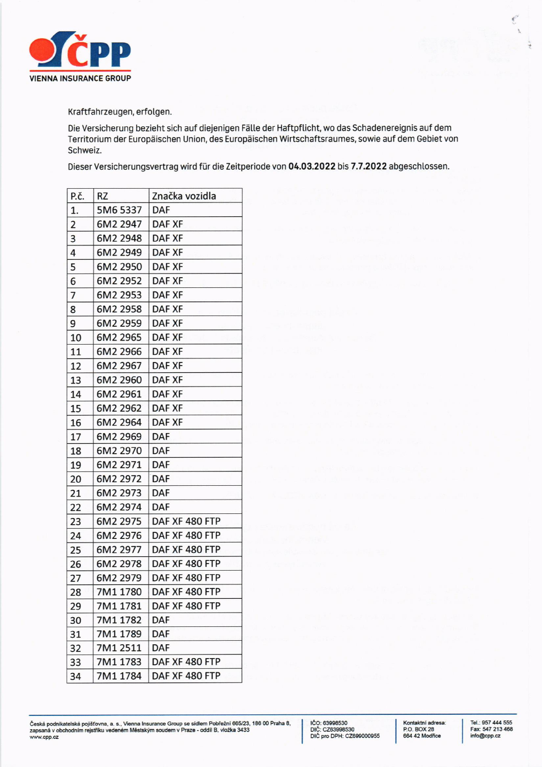Kraftfahrzeugen, erfolgen.

Die Versicherung bezieht sich auf diejenigen Fälle der Haftpflicht, wo das Schadenereignis auf dem Territorium der Europäischen Union, des Europäischen Wirtschaftsraumes, sowie auf dem Gebiet von Schweiz.

Dieser Versicherungsvertrag wird für die Zeitperiode von **04.03.2022** bis **7.7.2022** abgeschlossen.

| P.č. | RZ | Značka vozidla |
|---|---|---|
| 1. | 5M6 5337 | DAF |
| 2 | 6M2 2947 | DAF XF |
| 3 | 6M2 2948 | DAF XF |
| 4 | 6M2 2949 | DAF XF |
| 5 | 6M2 2950 | DAF XF |
| 6 | 6M2 2952 | DAF XF |
| 7 | 6M2 2953 | DAF XF |
| 8 | 6M2 2958 | DAF XF |
| 9 | 6M2 2959 | DAF XF |
| 10 | 6M2 2965 | DAF XF |
| 11 | 6M2 2966 | DAF XF |
| 12 | 6M2 2967 | DAF XF |
| 13 | 6M2 2960 | DAF XF |
| 14 | 6M2 2961 | DAF XF |
| 15 | 6M2 2962 | DAF XF |
| 16 | 6M2 2964 | DAF XF |
| 17 | 6M2 2969 | DAF |
| 18 | 6M2 2970 | DAF |
| 19 | 6M2 2971 | DAF |
| 20 | 6M2 2972 | DAF |
| 21 | 6M2 2973 | DAF |
| 22 | 6M2 2974 | DAF |
| 23 | 6M2 2975 | DAF XF 480 FTP |
| 24 | 6M2 2976 | DAF XF 480 FTP |
| 25 | 6M2 2977 | DAF XF 480 FTP |
| 26 | 6M2 2978 | DAF XF 480 FTP |
| 27 | 6M2 2979 | DAF XF 480 FTP |
| 28 | 7M1 1780 | DAF XF 480 FTP |
| 29 | 7M1 1781 | DAF XF 480 FTP |
| 30 | 7M1 1782 | DAF |
| 31 | 7M1 1789 | DAF |
| 32 | 7M1 2511 | DAF |
| 33 | 7M1 1783 | DAF XF 480 FTP |
| 34 | 7M1 1784 | DAF XF 480 FTP |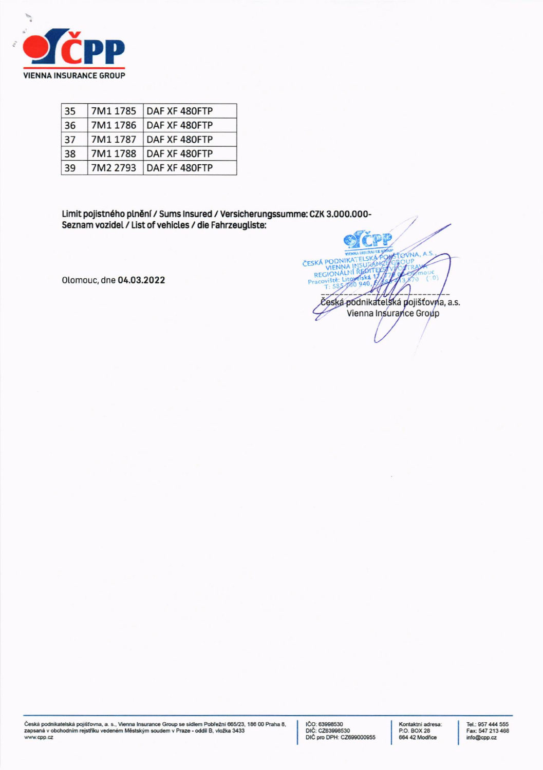| | | |
|---|---|---|
| 35 | 7M1 1785 | DAF XF 480FTP |
| 36 | 7M1 1786 | DAF XF 480FTP |
| 37 | 7M1 1787 | DAF XF 480FTP |
| 38 | 7M1 1788 | DAF XF 480FTP |
| 39 | 7M2 2793 | DAF XF 480FTP |

**Limit pojistného plnění / Sums Insured / Versicherungssumme: CZK 3.000.000-**
**Seznam vozidel / List of vehicles / die Fahrzeugliste:**

Olomouc, dne **04.03.2022**

Česká podnikatelská pojišťovna, a.s.
Vienna Insurance Group